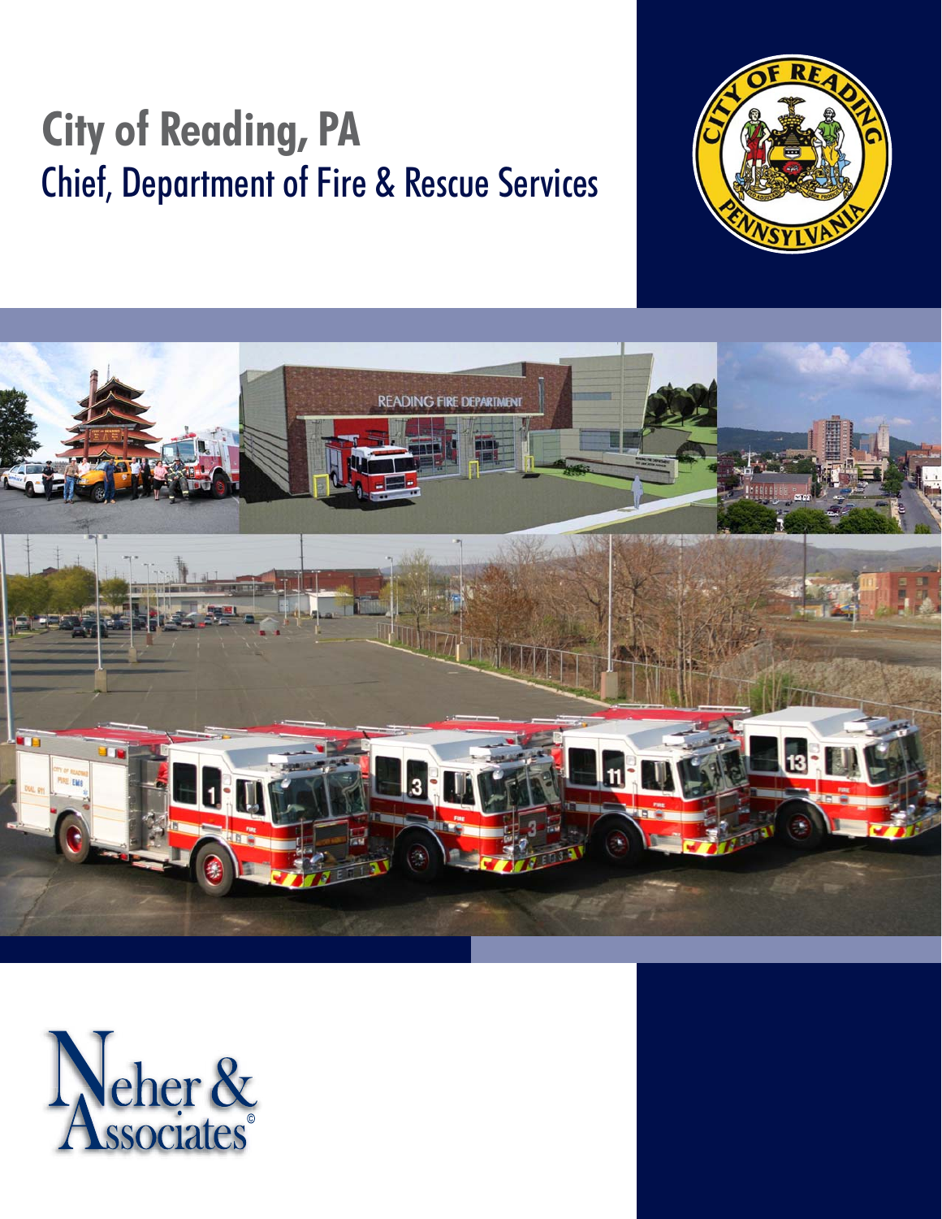# City of Reading, PA

## Chief, Department of Fire & Rescue Services

Neher & Associates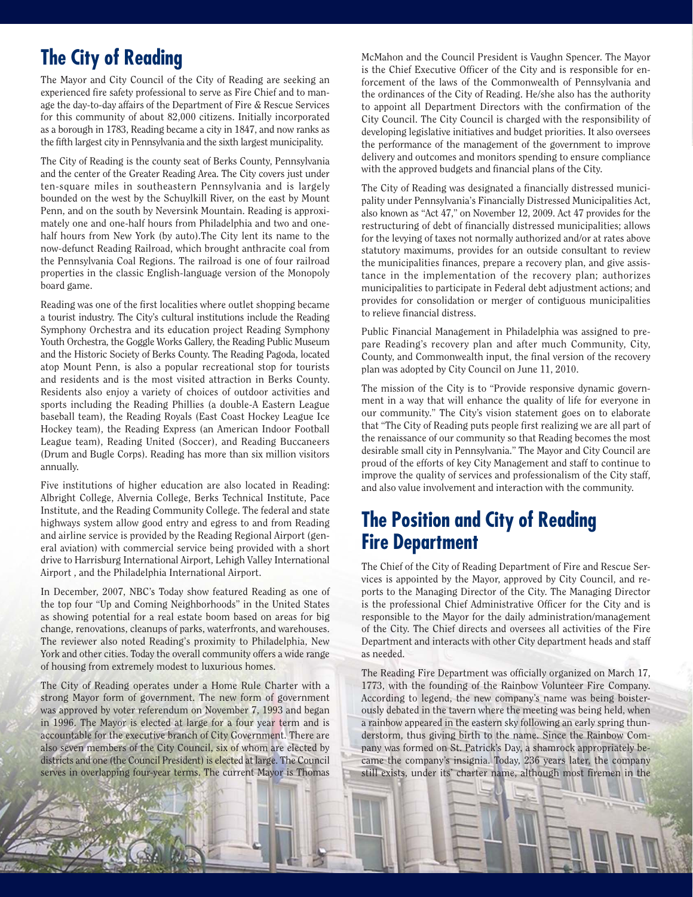## The City of Reading

The Mayor and City Council of the City of Reading are seeking an experienced fire safety professional to serve as Fire Chief and to manage the day-to-day affairs of the Department of Fire & Rescue Services for this community of about 82,000 citizens. Initially incorporated as a borough in 1783, Reading became a city in 1847, and now ranks as the fifth largest city in Pennsylvania and the sixth largest municipality.

The City of Reading is the county seat of Berks County, Pennsylvania and the center of the Greater Reading Area. The City covers just under ten-square miles in southeastern Pennsylvania and is largely bounded on the west by the Schuylkill River, on the east by Mount Penn, and on the south by Neversink Mountain. Reading is approximately one and one-half hours from Philadelphia and two and one-half hours from New York (by auto).The City lent its name to the now-defunct Reading Railroad, which brought anthracite coal from the Pennsylvania Coal Regions. The railroad is one of four railroad properties in the classic English-language version of the Monopoly board game.

Reading was one of the first localities where outlet shopping became a tourist industry. The City's cultural institutions include the Reading Symphony Orchestra and its education project Reading Symphony Youth Orchestra, the Goggle Works Gallery, the Reading Public Museum and the Historic Society of Berks County. The Reading Pagoda, located atop Mount Penn, is also a popular recreational stop for tourists and residents and is the most visited attraction in Berks County. Residents also enjoy a variety of choices of outdoor activities and sports including the Reading Phillies (a double-A Eastern League baseball team), the Reading Royals (East Coast Hockey League Ice Hockey team), the Reading Express (an American Indoor Football League team), Reading United (Soccer), and Reading Buccaneers (Drum and Bugle Corps). Reading has more than six million visitors annually.

Five institutions of higher education are also located in Reading: Albright College, Alvernia College, Berks Technical Institute, Pace Institute, and the Reading Community College. The federal and state highways system allow good entry and egress to and from Reading and airline service is provided by the Reading Regional Airport (general aviation) with commercial service being provided with a short drive to Harrisburg International Airport, Lehigh Valley International Airport , and the Philadelphia International Airport.

In December, 2007, NBC's Today show featured Reading as one of the top four "Up and Coming Neighborhoods" in the United States as showing potential for a real estate boom based on areas for big change, renovations, cleanups of parks, waterfronts, and warehouses. The reviewer also noted Reading's proximity to Philadelphia, New York and other cities. Today the overall community offers a wide range of housing from extremely modest to luxurious homes.

The City of Reading operates under a Home Rule Charter with a strong Mayor form of government. The new form of government was approved by voter referendum on November 7, 1993 and began in 1996. The Mayor is elected at large for a four year term and is accountable for the executive branch of City Government. There are also seven members of the City Council, six of whom are elected by districts and one (the Council President) is elected at large. The Council serves in overlapping four-year terms. The current Mayor is Thomas McMahon and the Council President is Vaughn Spencer. The Mayor is the Chief Executive Officer of the City and is responsible for enforcement of the laws of the Commonwealth of Pennsylvania and the ordinances of the City of Reading. He/she also has the authority to appoint all Department Directors with the confirmation of the City Council. The City Council is charged with the responsibility of developing legislative initiatives and budget priorities. It also oversees the performance of the management of the government to improve delivery and outcomes and monitors spending to ensure compliance with the approved budgets and financial plans of the City.

The City of Reading was designated a financially distressed municipality under Pennsylvania's Financially Distressed Municipalities Act, also known as "Act 47," on November 12, 2009. Act 47 provides for the restructuring of debt of financially distressed municipalities; allows for the levying of taxes not normally authorized and/or at rates above statutory maximums, provides for an outside consultant to review the municipalities finances, prepare a recovery plan, and give assistance in the implementation of the recovery plan; authorizes municipalities to participate in Federal debt adjustment actions; and provides for consolidation or merger of contiguous municipalities to relieve financial distress.

Public Financial Management in Philadelphia was assigned to prepare Reading's recovery plan and after much Community, City, County, and Commonwealth input, the final version of the recovery plan was adopted by City Council on June 11, 2010.

The mission of the City is to "Provide responsive dynamic government in a way that will enhance the quality of life for everyone in our community." The City's vision statement goes on to elaborate that "The City of Reading puts people first realizing we are all part of the renaissance of our community so that Reading becomes the most desirable small city in Pennsylvania." The Mayor and City Council are proud of the efforts of key City Management and staff to continue to improve the quality of services and professionalism of the City staff, and also value involvement and interaction with the community.

## The Position and City of Reading Fire Department

The Chief of the City of Reading Department of Fire and Rescue Services is appointed by the Mayor, approved by City Council, and reports to the Managing Director of the City. The Managing Director is the professional Chief Administrative Officer for the City and is responsible to the Mayor for the daily administration/management of the City. The Chief directs and oversees all activities of the Fire Department and interacts with other City department heads and staff as needed.

The Reading Fire Department was officially organized on March 17, 1773, with the founding of the Rainbow Volunteer Fire Company. According to legend, the new company's name was being boisterously debated in the tavern where the meeting was being held, when a rainbow appeared in the eastern sky following an early spring thunderstorm, thus giving birth to the name. Since the Rainbow Company was formed on St. Patrick's Day, a shamrock appropriately became the company's insignia. Today, 236 years later, the company still exists, under its' charter name, although most firemen in the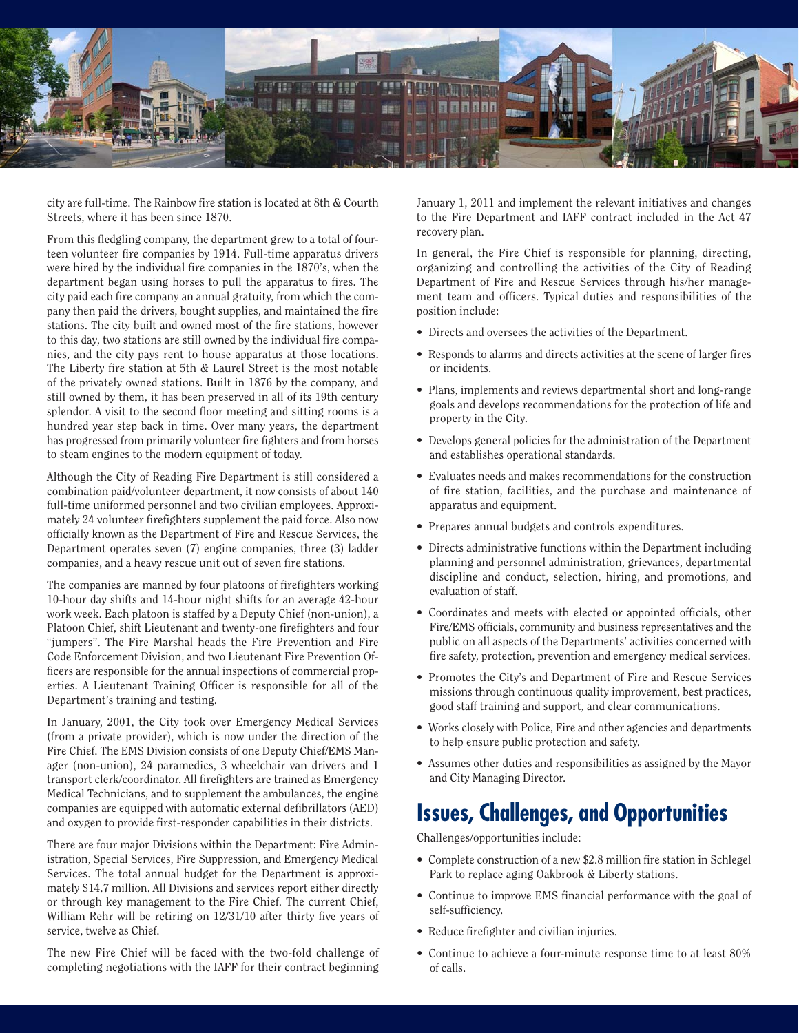city are full-time. The Rainbow fire station is located at 8th & Courth Streets, where it has been since 1870.

From this fledgling company, the department grew to a total of fourteen volunteer fire companies by 1914. Full-time apparatus drivers were hired by the individual fire companies in the 1870's, when the department began using horses to pull the apparatus to fires. The city paid each fire company an annual gratuity, from which the company then paid the drivers, bought supplies, and maintained the fire stations. The city built and owned most of the fire stations, however to this day, two stations are still owned by the individual fire companies, and the city pays rent to house apparatus at those locations. The Liberty fire station at 5th & Laurel Street is the most notable of the privately owned stations. Built in 1876 by the company, and still owned by them, it has been preserved in all of its 19th century splendor. A visit to the second floor meeting and sitting rooms is a hundred year step back in time. Over many years, the department has progressed from primarily volunteer fire fighters and from horses to steam engines to the modern equipment of today.

Although the City of Reading Fire Department is still considered a combination paid/volunteer department, it now consists of about 140 full-time uniformed personnel and two civilian employees. Approximately 24 volunteer firefighters supplement the paid force. Also now officially known as the Department of Fire and Rescue Services, the Department operates seven (7) engine companies, three (3) ladder companies, and a heavy rescue unit out of seven fire stations.

The companies are manned by four platoons of firefighters working 10-hour day shifts and 14-hour night shifts for an average 42-hour work week. Each platoon is staffed by a Deputy Chief (non-union), a Platoon Chief, shift Lieutenant and twenty-one firefighters and four "jumpers". The Fire Marshal heads the Fire Prevention and Fire Code Enforcement Division, and two Lieutenant Fire Prevention Officers are responsible for the annual inspections of commercial properties. A Lieutenant Training Officer is responsible for all of the Department's training and testing.

In January, 2001, the City took over Emergency Medical Services (from a private provider), which is now under the direction of the Fire Chief. The EMS Division consists of one Deputy Chief/EMS Manager (non-union), 24 paramedics, 3 wheelchair van drivers and 1 transport clerk/coordinator. All firefighters are trained as Emergency Medical Technicians, and to supplement the ambulances, the engine companies are equipped with automatic external defibrillators (AED) and oxygen to provide first-responder capabilities in their districts.

There are four major Divisions within the Department: Fire Administration, Special Services, Fire Suppression, and Emergency Medical Services. The total annual budget for the Department is approximately $14.7 million. All Divisions and services report either directly or through key management to the Fire Chief. The current Chief, William Rehr will be retiring on 12/31/10 after thirty five years of service, twelve as Chief.

The new Fire Chief will be faced with the two-fold challenge of completing negotiations with the IAFF for their contract beginning January 1, 2011 and implement the relevant initiatives and changes to the Fire Department and IAFF contract included in the Act 47 recovery plan.

In general, the Fire Chief is responsible for planning, directing, organizing and controlling the activities of the City of Reading Department of Fire and Rescue Services through his/her management team and officers. Typical duties and responsibilities of the position include:

- Directs and oversees the activities of the Department.
- Responds to alarms and directs activities at the scene of larger fires or incidents.
- Plans, implements and reviews departmental short and long-range goals and develops recommendations for the protection of life and property in the City.
- Develops general policies for the administration of the Department and establishes operational standards.
- Evaluates needs and makes recommendations for the construction of fire station, facilities, and the purchase and maintenance of apparatus and equipment.
- Prepares annual budgets and controls expenditures.
- Directs administrative functions within the Department including planning and personnel administration, grievances, departmental discipline and conduct, selection, hiring, and promotions, and evaluation of staff.
- Coordinates and meets with elected or appointed officials, other Fire/EMS officials, community and business representatives and the public on all aspects of the Departments' activities concerned with fire safety, protection, prevention and emergency medical services.
- Promotes the City's and Department of Fire and Rescue Services missions through continuous quality improvement, best practices, good staff training and support, and clear communications.
- Works closely with Police, Fire and other agencies and departments to help ensure public protection and safety.
- Assumes other duties and responsibilities as assigned by the Mayor and City Managing Director.

## Issues, Challenges, and Opportunities

Challenges/opportunities include:

- Complete construction of a new $2.8 million fire station in Schlegel Park to replace aging Oakbrook & Liberty stations.
- Continue to improve EMS financial performance with the goal of self-sufficiency.
- Reduce firefighter and civilian injuries.
- Continue to achieve a four-minute response time to at least 80% of calls.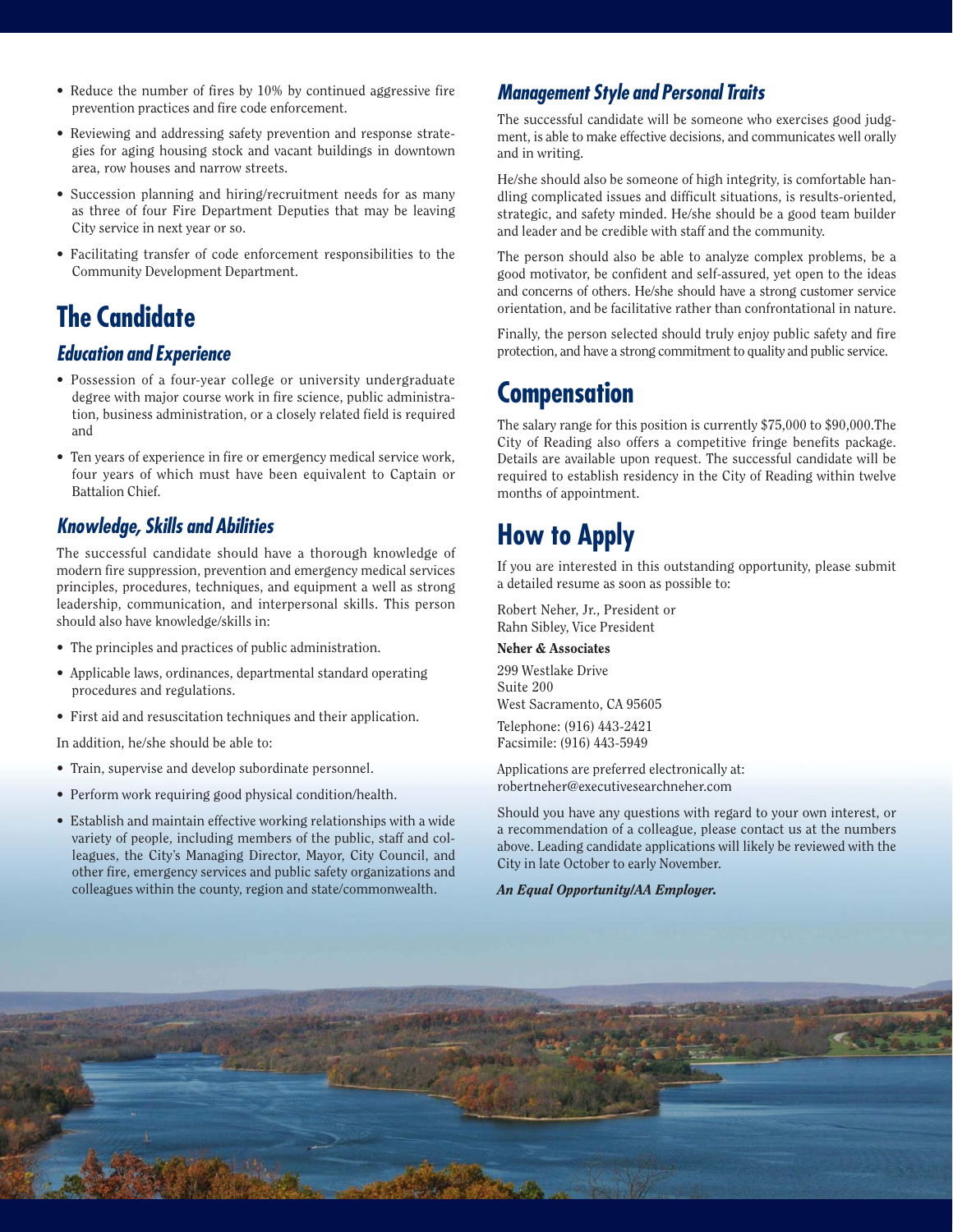- Reduce the number of fires by 10% by continued aggressive fire prevention practices and fire code enforcement.
- Reviewing and addressing safety prevention and response strategies for aging housing stock and vacant buildings in downtown area, row houses and narrow streets.
- Succession planning and hiring/recruitment needs for as many as three of four Fire Department Deputies that may be leaving City service in next year or so.
- Facilitating transfer of code enforcement responsibilities to the Community Development Department.

# The Candidate

## *Education and Experience*

- Possession of a four-year college or university undergraduate degree with major course work in fire science, public administration, business administration, or a closely related field is required and
- Ten years of experience in fire or emergency medical service work, four years of which must have been equivalent to Captain or Battalion Chief.

## *Knowledge, Skills and Abilities*

The successful candidate should have a thorough knowledge of modern fire suppression, prevention and emergency medical services principles, procedures, techniques, and equipment a well as strong leadership, communication, and interpersonal skills. This person should also have knowledge/skills in:

- The principles and practices of public administration.
- Applicable laws, ordinances, departmental standard operating procedures and regulations.
- First aid and resuscitation techniques and their application.

In addition, he/she should be able to:

- Train, supervise and develop subordinate personnel.
- Perform work requiring good physical condition/health.
- Establish and maintain effective working relationships with a wide variety of people, including members of the public, staff and colleagues, the City's Managing Director, Mayor, City Council, and other fire, emergency services and public safety organizations and colleagues within the county, region and state/commonwealth.

## *Management Style and Personal Traits*

The successful candidate will be someone who exercises good judgment, is able to make effective decisions, and communicates well orally and in writing.

He/she should also be someone of high integrity, is comfortable handling complicated issues and difficult situations, is results-oriented, strategic, and safety minded. He/she should be a good team builder and leader and be credible with staff and the community.

The person should also be able to analyze complex problems, be a good motivator, be confident and self-assured, yet open to the ideas and concerns of others. He/she should have a strong customer service orientation, and be facilitative rather than confrontational in nature.

Finally, the person selected should truly enjoy public safety and fire protection, and have a strong commitment to quality and public service.

# Compensation

The salary range for this position is currently $75,000 to $90,000.The City of Reading also offers a competitive fringe benefits package. Details are available upon request. The successful candidate will be required to establish residency in the City of Reading within twelve months of appointment.

# How to Apply

If you are interested in this outstanding opportunity, please submit a detailed resume as soon as possible to:

Robert Neher, Jr., President or
Rahn Sibley, Vice President

**Neher & Associates**

299 Westlake Drive
Suite 200
West Sacramento, CA 95605

Telephone: (916) 443-2421
Facsimile: (916) 443-5949

Applications are preferred electronically at:
robertneher@executivesearchneher.com

Should you have any questions with regard to your own interest, or a recommendation of a colleague, please contact us at the numbers above. Leading candidate applications will likely be reviewed with the City in late October to early November.

***An Equal Opportunity/AA Employer.***